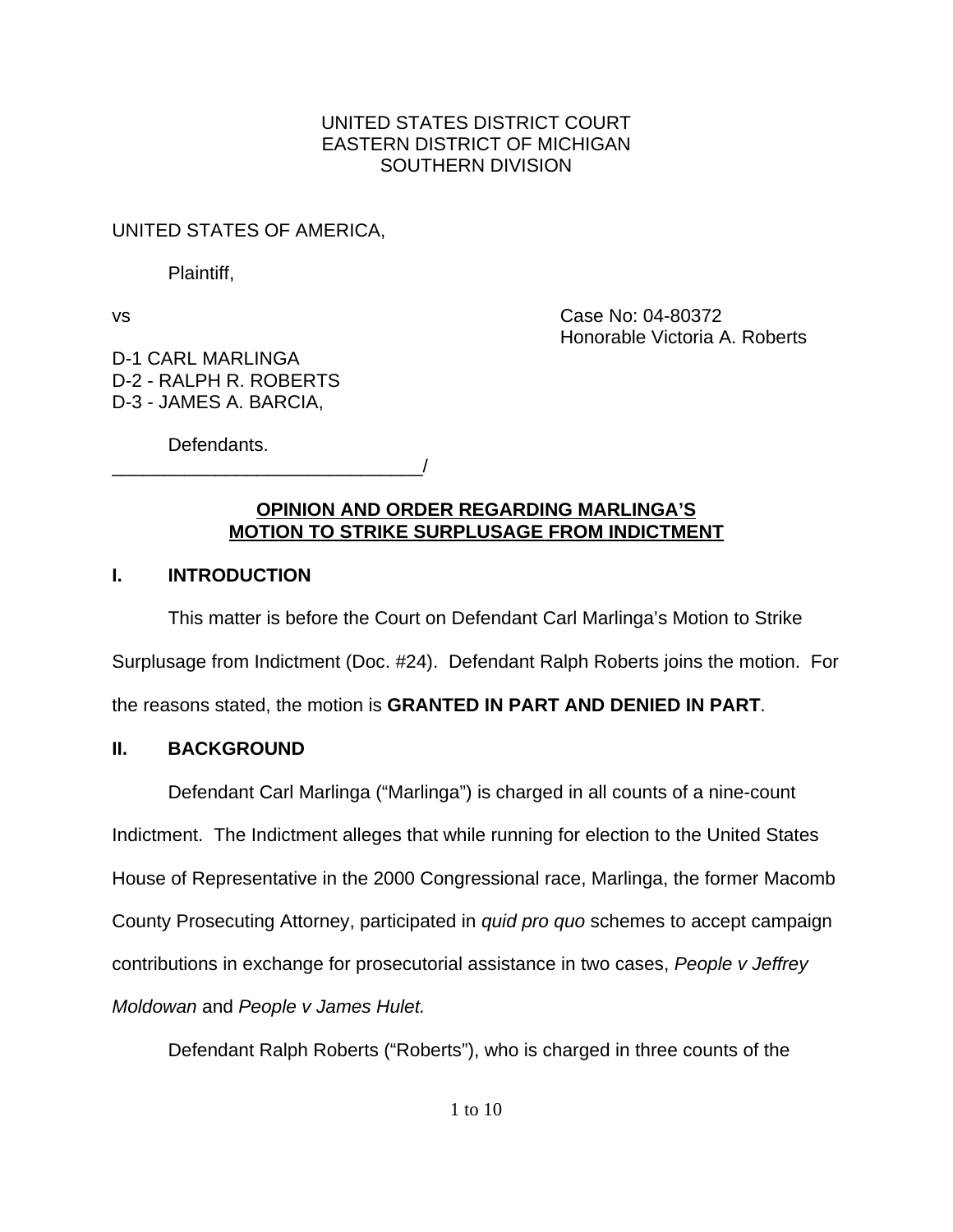UNITED STATES DISTRICT COURT
EASTERN DISTRICT OF MICHIGAN
SOUTHERN DIVISION

UNITED STATES OF AMERICA,

Plaintiff,

vs

Case No: 04-80372
Honorable Victoria A. Roberts

D-1 CARL MARLINGA
D-2 - RALPH R. ROBERTS
D-3 - JAMES A. BARCIA,

Defendants.
_______________________________/

**OPINION AND ORDER REGARDING MARLINGA'S MOTION TO STRIKE SURPLUSAGE FROM INDICTMENT**

## I. INTRODUCTION

This matter is before the Court on Defendant Carl Marlinga's Motion to Strike Surplusage from Indictment (Doc. #24). Defendant Ralph Roberts joins the motion. For the reasons stated, the motion is **GRANTED IN PART AND DENIED IN PART**.

## II. BACKGROUND

Defendant Carl Marlinga ("Marlinga") is charged in all counts of a nine-count Indictment. The Indictment alleges that while running for election to the United States House of Representative in the 2000 Congressional race, Marlinga, the former Macomb County Prosecuting Attorney, participated in *quid pro quo* schemes to accept campaign contributions in exchange for prosecutorial assistance in two cases, *People v Jeffrey Moldowan* and *People v James Hulet.*

Defendant Ralph Roberts ("Roberts"), who is charged in three counts of the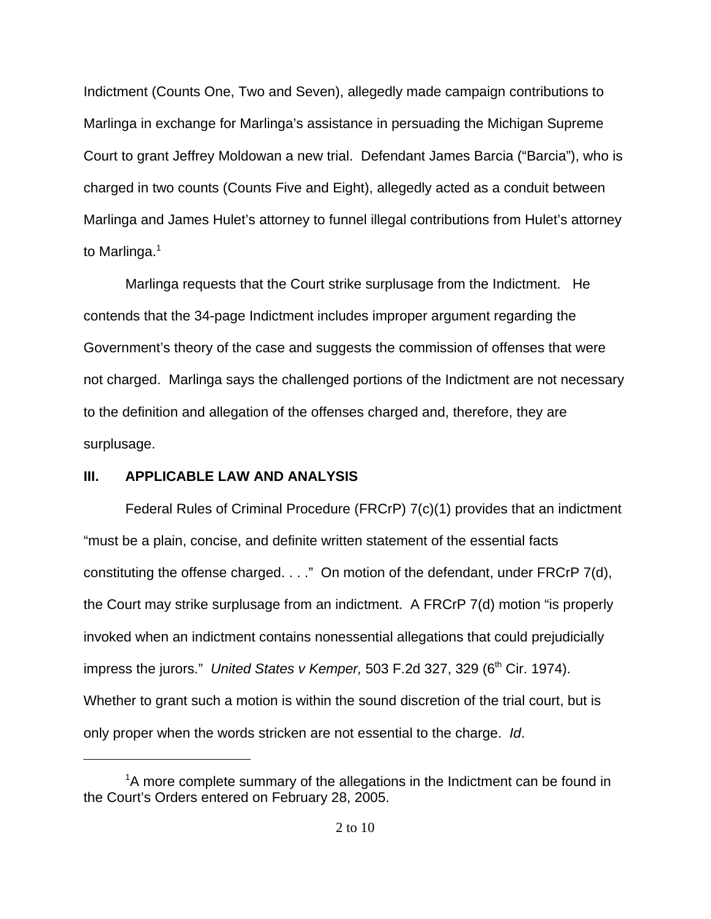Indictment (Counts One, Two and Seven), allegedly made campaign contributions to Marlinga in exchange for Marlinga's assistance in persuading the Michigan Supreme Court to grant Jeffrey Moldowan a new trial. Defendant James Barcia ("Barcia"), who is charged in two counts (Counts Five and Eight), allegedly acted as a conduit between Marlinga and James Hulet's attorney to funnel illegal contributions from Hulet's attorney to Marlinga.[1]

Marlinga requests that the Court strike surplusage from the Indictment. He contends that the 34-page Indictment includes improper argument regarding the Government's theory of the case and suggests the commission of offenses that were not charged. Marlinga says the challenged portions of the Indictment are not necessary to the definition and allegation of the offenses charged and, therefore, they are surplusage.

## III. APPLICABLE LAW AND ANALYSIS

Federal Rules of Criminal Procedure (FRCrP) 7(c)(1) provides that an indictment "must be a plain, concise, and definite written statement of the essential facts constituting the offense charged. . . ." On motion of the defendant, under FRCrP 7(d), the Court may strike surplusage from an indictment. A FRCrP 7(d) motion "is properly invoked when an indictment contains nonessential allegations that could prejudicially impress the jurors." *United States v Kemper,* 503 F.2d 327, 329 (6th Cir. 1974). Whether to grant such a motion is within the sound discretion of the trial court, but is only proper when the words stricken are not essential to the charge. *Id*.

---

[1]A more complete summary of the allegations in the Indictment can be found in the Court's Orders entered on February 28, 2005.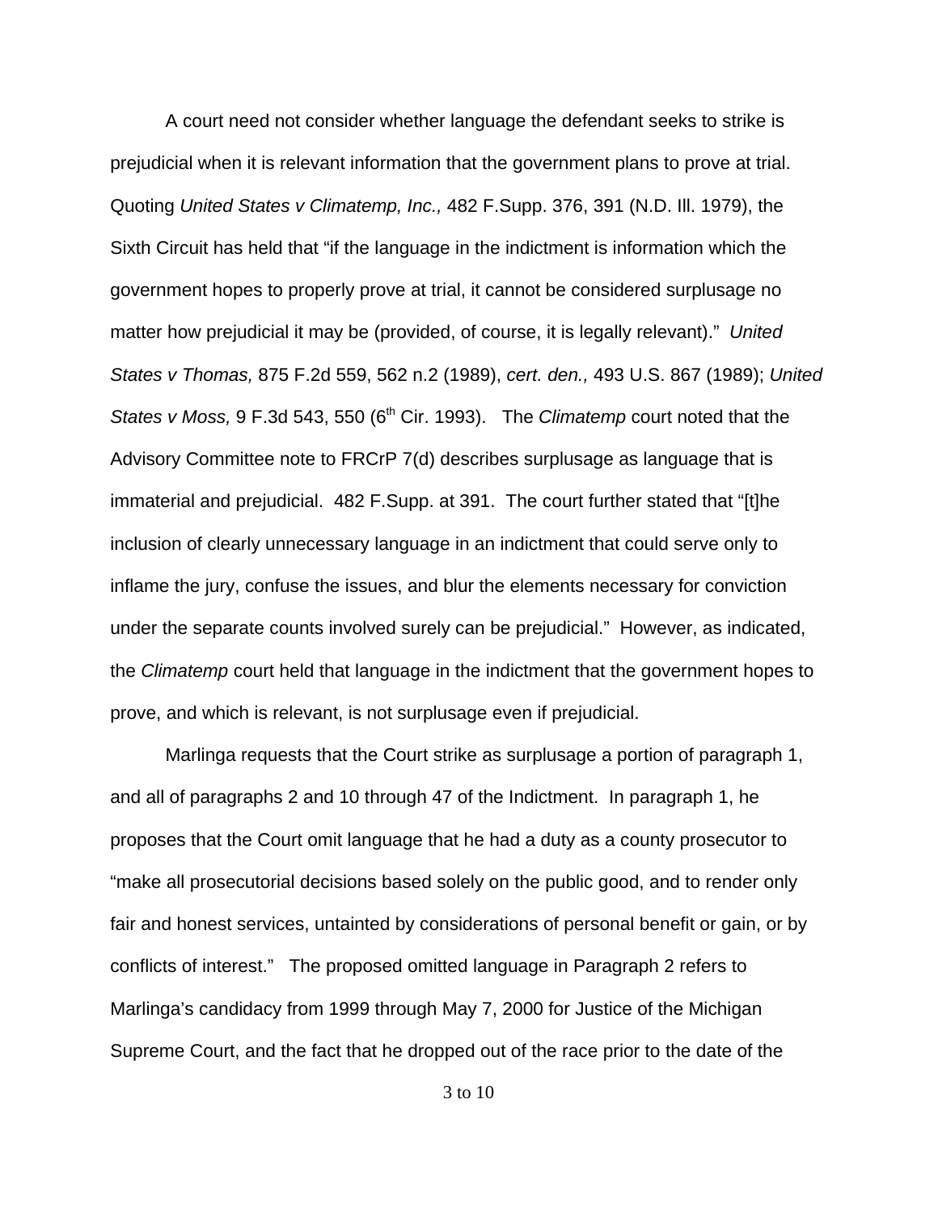A court need not consider whether language the defendant seeks to strike is prejudicial when it is relevant information that the government plans to prove at trial. Quoting *United States v Climatemp, Inc.,* 482 F.Supp. 376, 391 (N.D. Ill. 1979), the Sixth Circuit has held that "if the language in the indictment is information which the government hopes to properly prove at trial, it cannot be considered surplusage no matter how prejudicial it may be (provided, of course, it is legally relevant)." *United States v Thomas,* 875 F.2d 559, 562 n.2 (1989), *cert. den.,* 493 U.S. 867 (1989); *United States v Moss,* 9 F.3d 543, 550 (6th Cir. 1993). The *Climatemp* court noted that the Advisory Committee note to FRCrP 7(d) describes surplusage as language that is immaterial and prejudicial. 482 F.Supp. at 391. The court further stated that "[t]he inclusion of clearly unnecessary language in an indictment that could serve only to inflame the jury, confuse the issues, and blur the elements necessary for conviction under the separate counts involved surely can be prejudicial." However, as indicated, the *Climatemp* court held that language in the indictment that the government hopes to prove, and which is relevant, is not surplusage even if prejudicial.

Marlinga requests that the Court strike as surplusage a portion of paragraph 1, and all of paragraphs 2 and 10 through 47 of the Indictment. In paragraph 1, he proposes that the Court omit language that he had a duty as a county prosecutor to "make all prosecutorial decisions based solely on the public good, and to render only fair and honest services, untainted by considerations of personal benefit or gain, or by conflicts of interest." The proposed omitted language in Paragraph 2 refers to Marlinga's candidacy from 1999 through May 7, 2000 for Justice of the Michigan Supreme Court, and the fact that he dropped out of the race prior to the date of the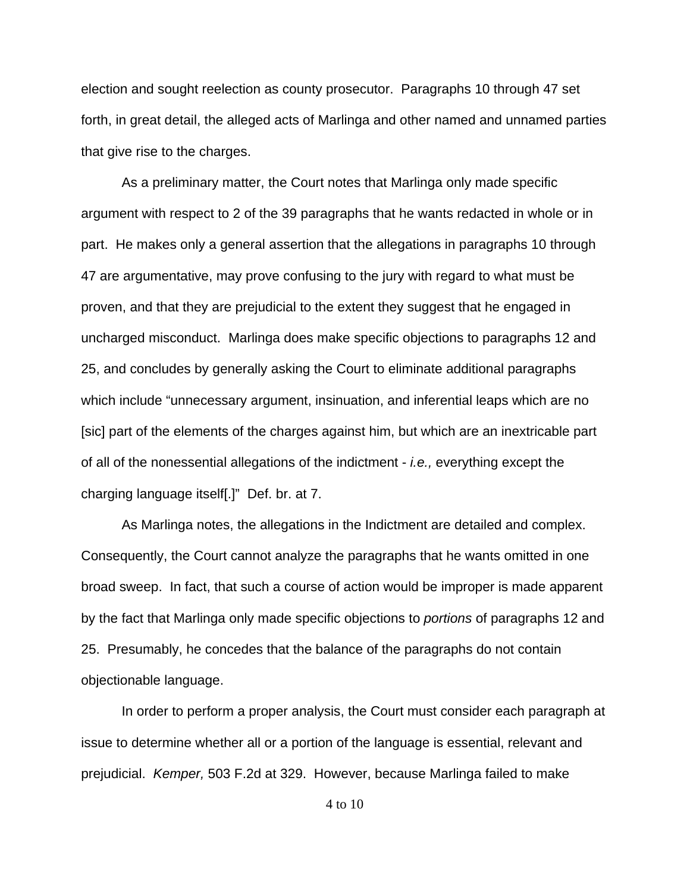election and sought reelection as county prosecutor. Paragraphs 10 through 47 set forth, in great detail, the alleged acts of Marlinga and other named and unnamed parties that give rise to the charges.

As a preliminary matter, the Court notes that Marlinga only made specific argument with respect to 2 of the 39 paragraphs that he wants redacted in whole or in part. He makes only a general assertion that the allegations in paragraphs 10 through 47 are argumentative, may prove confusing to the jury with regard to what must be proven, and that they are prejudicial to the extent they suggest that he engaged in uncharged misconduct. Marlinga does make specific objections to paragraphs 12 and 25, and concludes by generally asking the Court to eliminate additional paragraphs which include "unnecessary argument, insinuation, and inferential leaps which are no [sic] part of the elements of the charges against him, but which are an inextricable part of all of the nonessential allegations of the indictment - *i.e.,* everything except the charging language itself[.]" Def. br. at 7.

As Marlinga notes, the allegations in the Indictment are detailed and complex. Consequently, the Court cannot analyze the paragraphs that he wants omitted in one broad sweep. In fact, that such a course of action would be improper is made apparent by the fact that Marlinga only made specific objections to *portions* of paragraphs 12 and 25. Presumably, he concedes that the balance of the paragraphs do not contain objectionable language.

In order to perform a proper analysis, the Court must consider each paragraph at issue to determine whether all or a portion of the language is essential, relevant and prejudicial. *Kemper,* 503 F.2d at 329. However, because Marlinga failed to make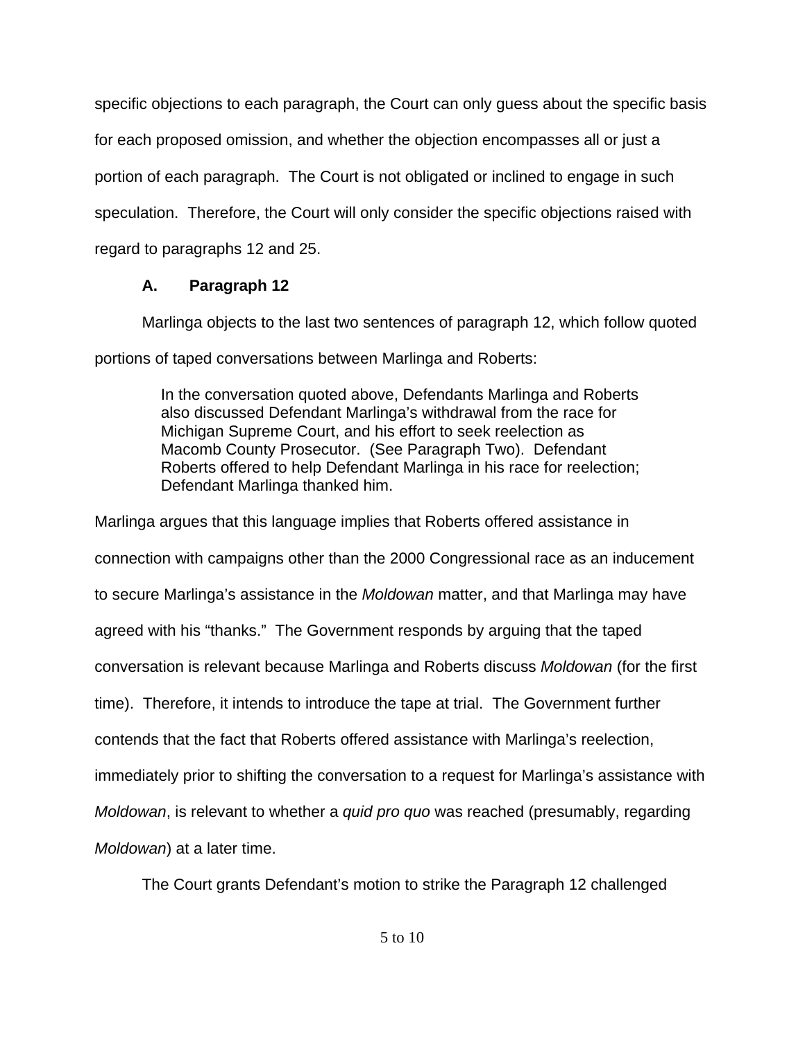specific objections to each paragraph, the Court can only guess about the specific basis for each proposed omission, and whether the objection encompasses all or just a portion of each paragraph. The Court is not obligated or inclined to engage in such speculation. Therefore, the Court will only consider the specific objections raised with regard to paragraphs 12 and 25.

### A. Paragraph 12

Marlinga objects to the last two sentences of paragraph 12, which follow quoted portions of taped conversations between Marlinga and Roberts:

> In the conversation quoted above, Defendants Marlinga and Roberts also discussed Defendant Marlinga's withdrawal from the race for Michigan Supreme Court, and his effort to seek reelection as Macomb County Prosecutor. (See Paragraph Two). Defendant Roberts offered to help Defendant Marlinga in his race for reelection; Defendant Marlinga thanked him.

Marlinga argues that this language implies that Roberts offered assistance in connection with campaigns other than the 2000 Congressional race as an inducement to secure Marlinga's assistance in the *Moldowan* matter, and that Marlinga may have agreed with his "thanks." The Government responds by arguing that the taped conversation is relevant because Marlinga and Roberts discuss *Moldowan* (for the first time). Therefore, it intends to introduce the tape at trial. The Government further contends that the fact that Roberts offered assistance with Marlinga's reelection, immediately prior to shifting the conversation to a request for Marlinga's assistance with *Moldowan*, is relevant to whether a *quid pro quo* was reached (presumably, regarding *Moldowan*) at a later time.

The Court grants Defendant's motion to strike the Paragraph 12 challenged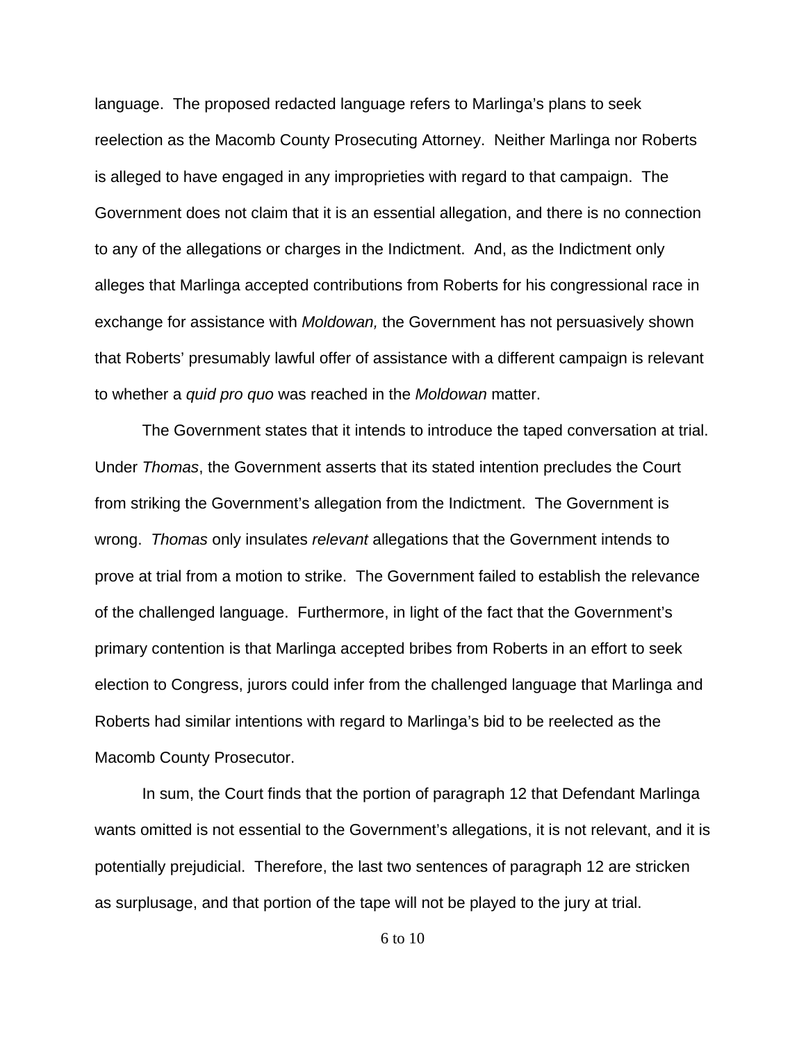language. The proposed redacted language refers to Marlinga's plans to seek reelection as the Macomb County Prosecuting Attorney. Neither Marlinga nor Roberts is alleged to have engaged in any improprieties with regard to that campaign. The Government does not claim that it is an essential allegation, and there is no connection to any of the allegations or charges in the Indictment. And, as the Indictment only alleges that Marlinga accepted contributions from Roberts for his congressional race in exchange for assistance with *Moldowan,* the Government has not persuasively shown that Roberts' presumably lawful offer of assistance with a different campaign is relevant to whether a *quid pro quo* was reached in the *Moldowan* matter.

The Government states that it intends to introduce the taped conversation at trial. Under *Thomas*, the Government asserts that its stated intention precludes the Court from striking the Government's allegation from the Indictment. The Government is wrong. *Thomas* only insulates *relevant* allegations that the Government intends to prove at trial from a motion to strike. The Government failed to establish the relevance of the challenged language. Furthermore, in light of the fact that the Government's primary contention is that Marlinga accepted bribes from Roberts in an effort to seek election to Congress, jurors could infer from the challenged language that Marlinga and Roberts had similar intentions with regard to Marlinga's bid to be reelected as the Macomb County Prosecutor.

In sum, the Court finds that the portion of paragraph 12 that Defendant Marlinga wants omitted is not essential to the Government's allegations, it is not relevant, and it is potentially prejudicial. Therefore, the last two sentences of paragraph 12 are stricken as surplusage, and that portion of the tape will not be played to the jury at trial.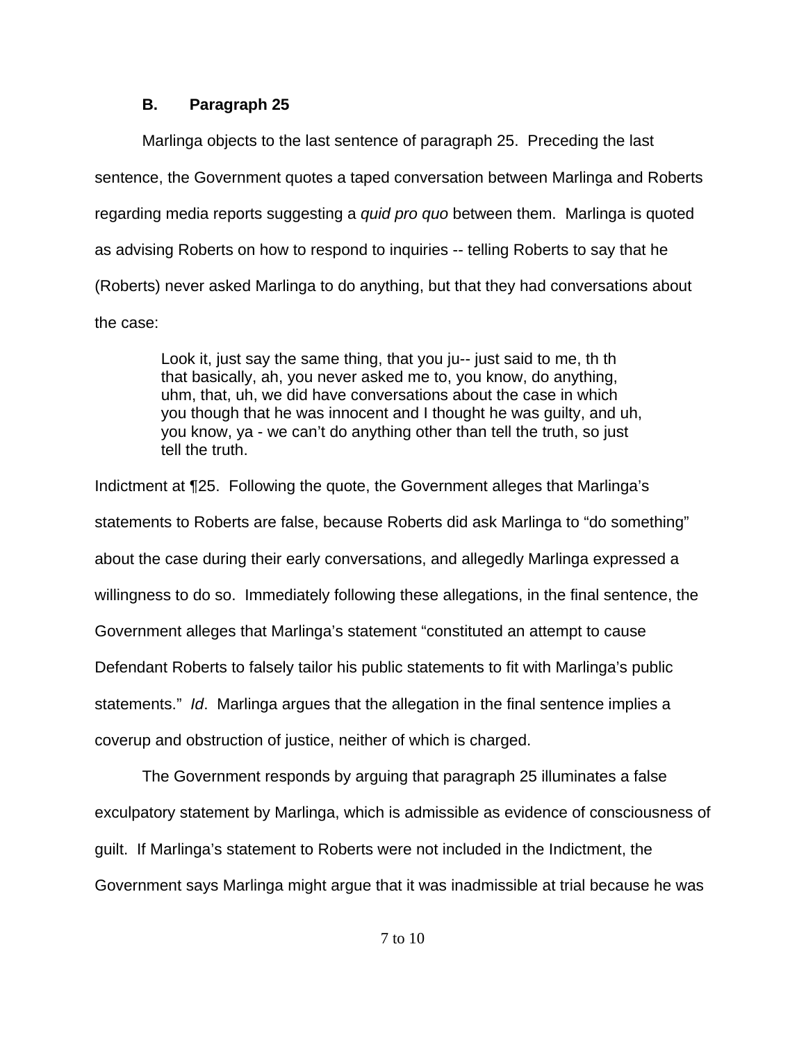### B. Paragraph 25

Marlinga objects to the last sentence of paragraph 25. Preceding the last sentence, the Government quotes a taped conversation between Marlinga and Roberts regarding media reports suggesting a *quid pro quo* between them. Marlinga is quoted as advising Roberts on how to respond to inquiries -- telling Roberts to say that he (Roberts) never asked Marlinga to do anything, but that they had conversations about the case:

> Look it, just say the same thing, that you ju-- just said to me, th th that basically, ah, you never asked me to, you know, do anything, uhm, that, uh, we did have conversations about the case in which you though that he was innocent and I thought he was guilty, and uh, you know, ya - we can't do anything other than tell the truth, so just tell the truth.

Indictment at ¶25. Following the quote, the Government alleges that Marlinga's statements to Roberts are false, because Roberts did ask Marlinga to "do something" about the case during their early conversations, and allegedly Marlinga expressed a willingness to do so. Immediately following these allegations, in the final sentence, the Government alleges that Marlinga's statement "constituted an attempt to cause Defendant Roberts to falsely tailor his public statements to fit with Marlinga's public statements." *Id*. Marlinga argues that the allegation in the final sentence implies a coverup and obstruction of justice, neither of which is charged.

The Government responds by arguing that paragraph 25 illuminates a false exculpatory statement by Marlinga, which is admissible as evidence of consciousness of guilt. If Marlinga's statement to Roberts were not included in the Indictment, the Government says Marlinga might argue that it was inadmissible at trial because he was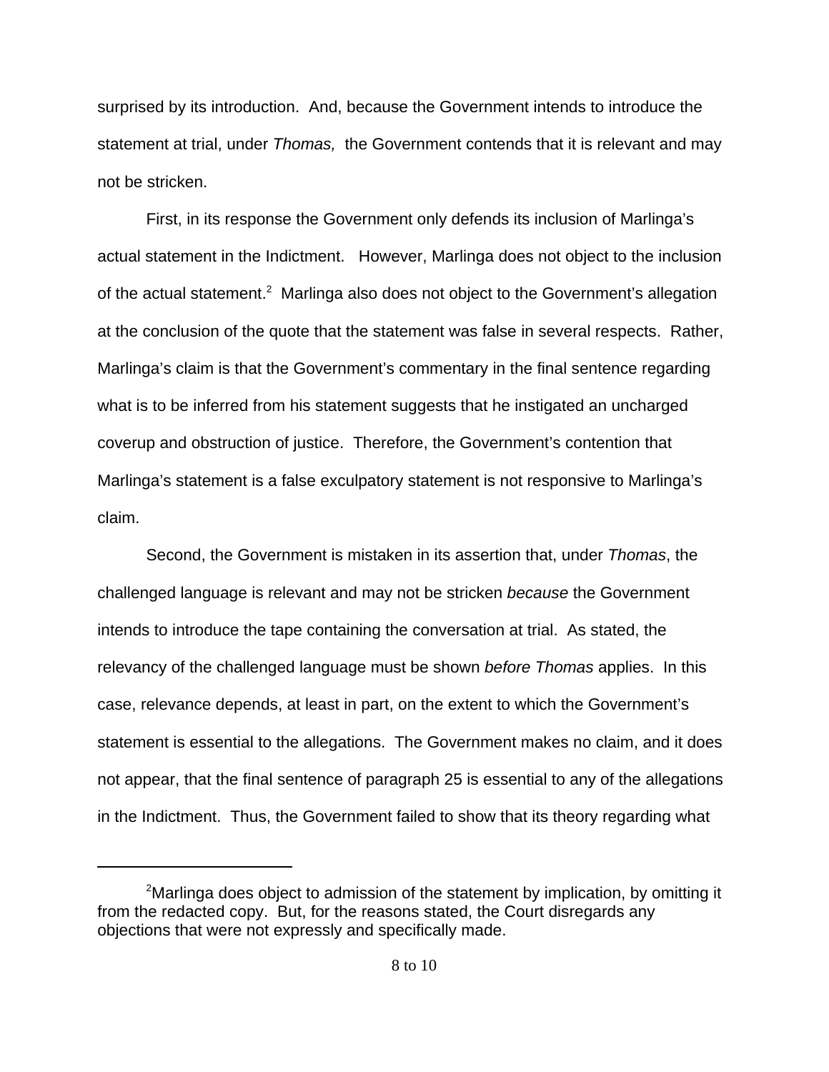surprised by its introduction. And, because the Government intends to introduce the statement at trial, under *Thomas,* the Government contends that it is relevant and may not be stricken.

First, in its response the Government only defends its inclusion of Marlinga's actual statement in the Indictment. However, Marlinga does not object to the inclusion of the actual statement.[2] Marlinga also does not object to the Government's allegation at the conclusion of the quote that the statement was false in several respects. Rather, Marlinga's claim is that the Government's commentary in the final sentence regarding what is to be inferred from his statement suggests that he instigated an uncharged coverup and obstruction of justice. Therefore, the Government's contention that Marlinga's statement is a false exculpatory statement is not responsive to Marlinga's claim.

Second, the Government is mistaken in its assertion that, under *Thomas*, the challenged language is relevant and may not be stricken *because* the Government intends to introduce the tape containing the conversation at trial. As stated, the relevancy of the challenged language must be shown *before Thomas* applies. In this case, relevance depends, at least in part, on the extent to which the Government's statement is essential to the allegations. The Government makes no claim, and it does not appear, that the final sentence of paragraph 25 is essential to any of the allegations in the Indictment. Thus, the Government failed to show that its theory regarding what

---

[2] Marlinga does object to admission of the statement by implication, by omitting it from the redacted copy. But, for the reasons stated, the Court disregards any objections that were not expressly and specifically made.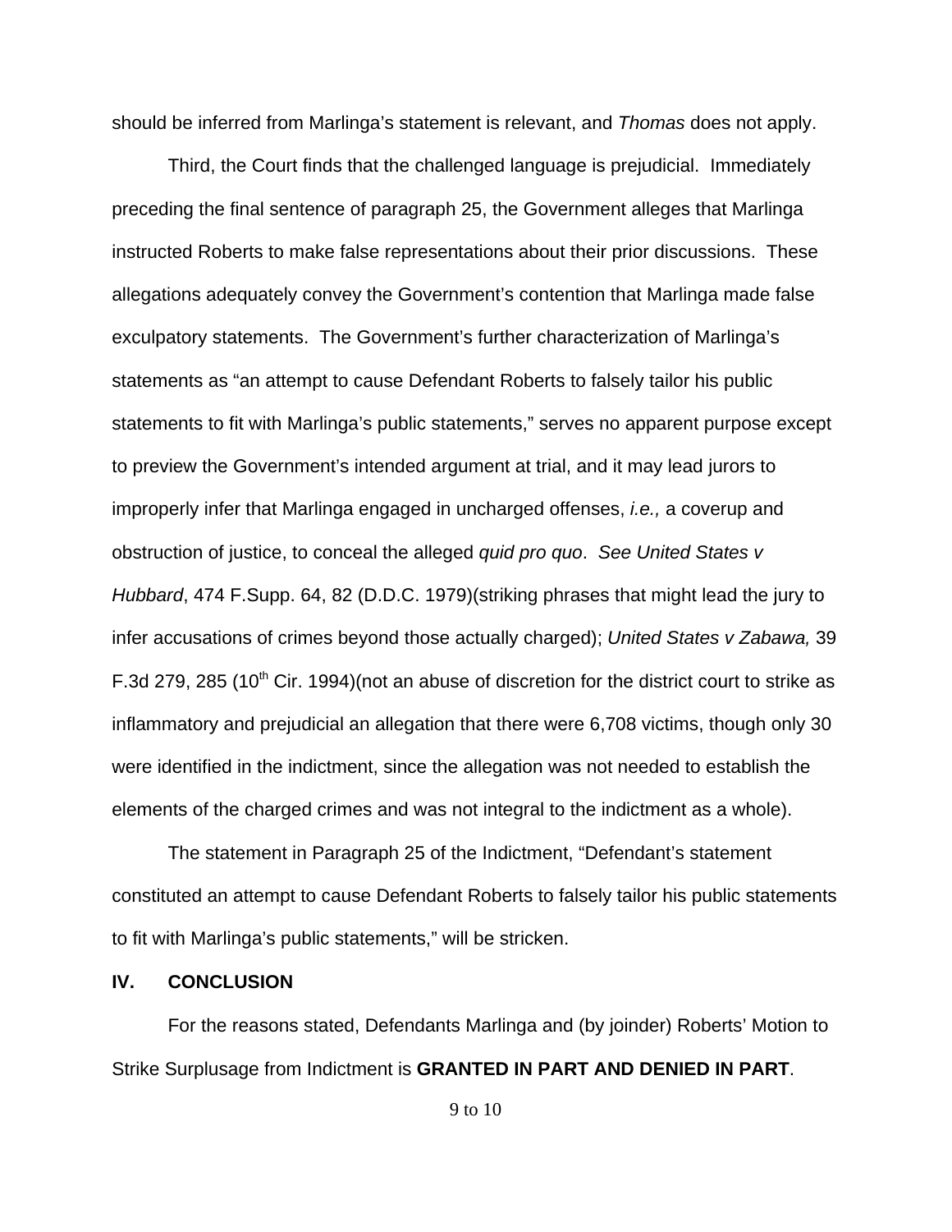should be inferred from Marlinga's statement is relevant, and *Thomas* does not apply.

Third, the Court finds that the challenged language is prejudicial. Immediately preceding the final sentence of paragraph 25, the Government alleges that Marlinga instructed Roberts to make false representations about their prior discussions. These allegations adequately convey the Government's contention that Marlinga made false exculpatory statements. The Government's further characterization of Marlinga's statements as "an attempt to cause Defendant Roberts to falsely tailor his public statements to fit with Marlinga's public statements," serves no apparent purpose except to preview the Government's intended argument at trial, and it may lead jurors to improperly infer that Marlinga engaged in uncharged offenses, *i.e.,* a coverup and obstruction of justice, to conceal the alleged *quid pro quo*. *See United States v Hubbard*, 474 F.Supp. 64, 82 (D.D.C. 1979)(striking phrases that might lead the jury to infer accusations of crimes beyond those actually charged); *United States v Zabawa,* 39 F.3d 279, 285 (10th Cir. 1994)(not an abuse of discretion for the district court to strike as inflammatory and prejudicial an allegation that there were 6,708 victims, though only 30 were identified in the indictment, since the allegation was not needed to establish the elements of the charged crimes and was not integral to the indictment as a whole).

The statement in Paragraph 25 of the Indictment, "Defendant's statement constituted an attempt to cause Defendant Roberts to falsely tailor his public statements to fit with Marlinga's public statements," will be stricken.

## IV. CONCLUSION

For the reasons stated, Defendants Marlinga and (by joinder) Roberts' Motion to Strike Surplusage from Indictment is **GRANTED IN PART AND DENIED IN PART**.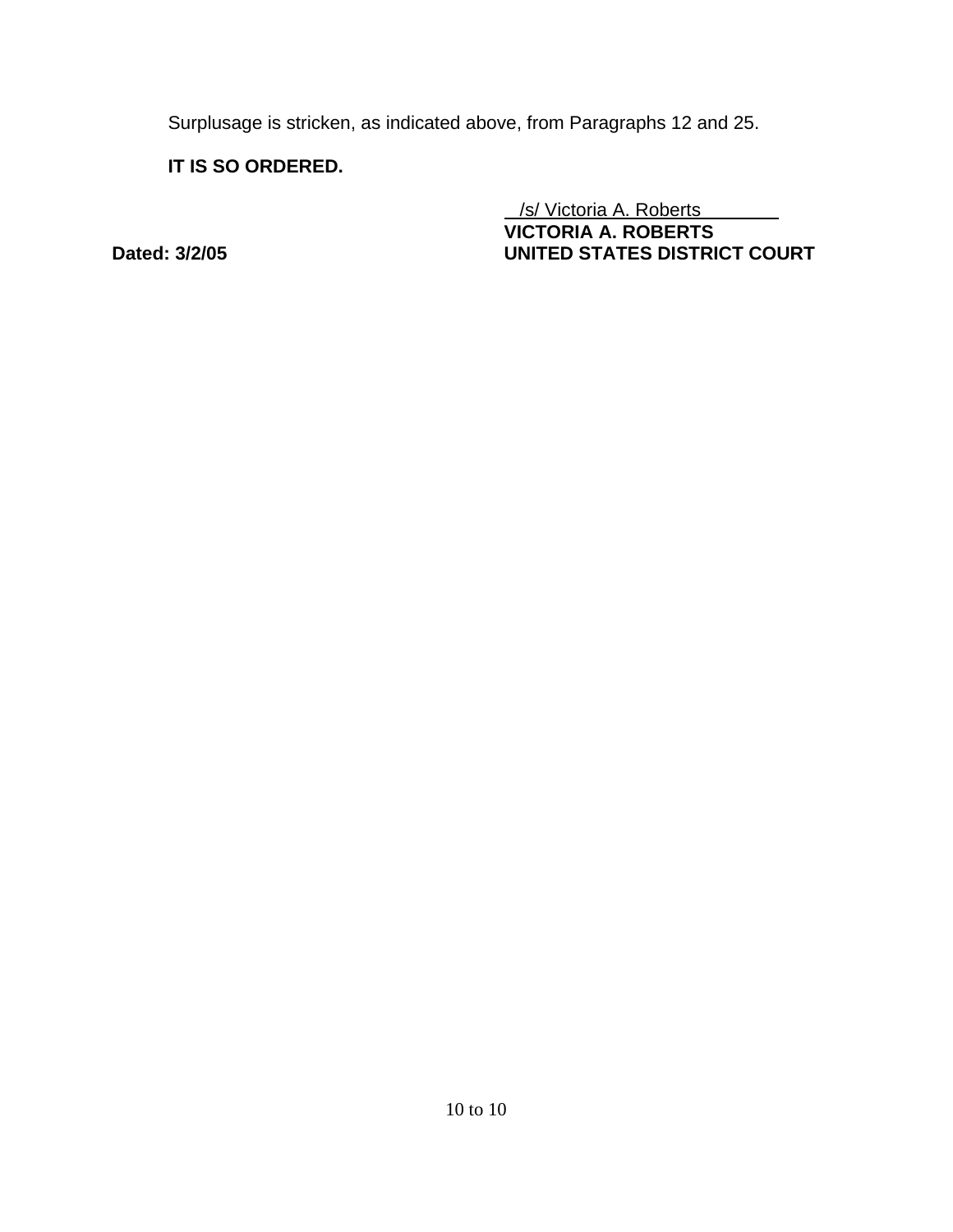Surplusage is stricken, as indicated above, from Paragraphs 12 and 25.

**IT IS SO ORDERED.**

/s/ Victoria A. Roberts
**VICTORIA A. ROBERTS**
**UNITED STATES DISTRICT COURT**

**Dated: 3/2/05**